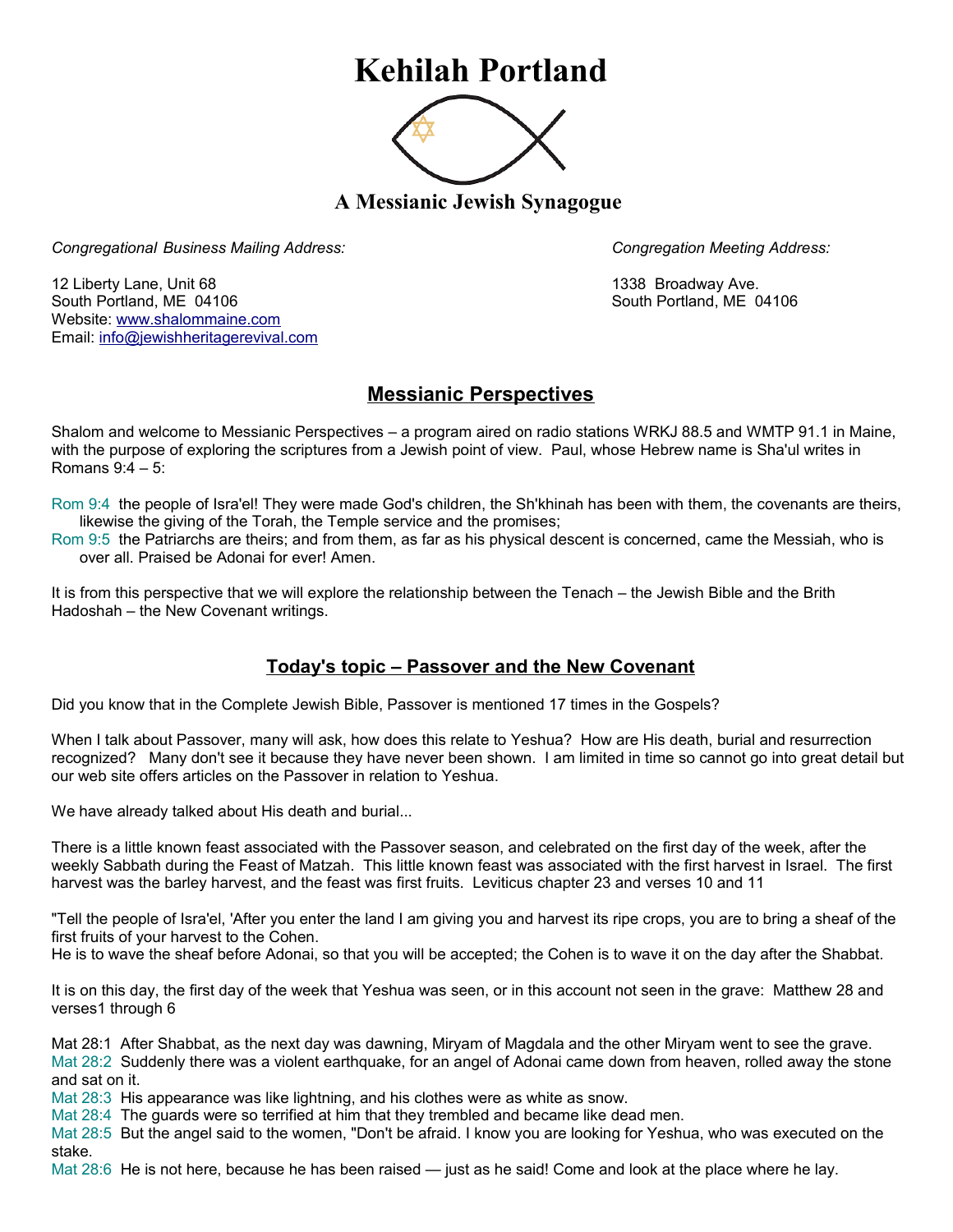# Kehilah Portland

## A Messianic Jewish Synagogue

*Congregational Business Mailing Address:*

12 Liberty Lane, Unit 68
South Portland, ME 04106
Website: www.shalommaine.com
Email: info@jewishheritagerevival.com

*Congregation Meeting Address:*

1338 Broadway Ave.
South Portland, ME 04106

## Messianic Perspectives

Shalom and welcome to Messianic Perspectives – a program aired on radio stations WRKJ 88.5 and WMTP 91.1 in Maine, with the purpose of exploring the scriptures from a Jewish point of view. Paul, whose Hebrew name is Sha'ul writes in Romans 9:4 – 5:

Rom 9:4 the people of Isra'el! They were made God's children, the Sh'khinah has been with them, the covenants are theirs, likewise the giving of the Torah, the Temple service and the promises;
Rom 9:5 the Patriarchs are theirs; and from them, as far as his physical descent is concerned, came the Messiah, who is over all. Praised be Adonai for ever! Amen.

It is from this perspective that we will explore the relationship between the Tenach – the Jewish Bible and the Brith Hadoshah – the New Covenant writings.

## Today's topic – Passover and the New Covenant

Did you know that in the Complete Jewish Bible, Passover is mentioned 17 times in the Gospels?

When I talk about Passover, many will ask, how does this relate to Yeshua? How are His death, burial and resurrection recognized? Many don't see it because they have never been shown. I am limited in time so cannot go into great detail but our web site offers articles on the Passover in relation to Yeshua.

We have already talked about His death and burial...

There is a little known feast associated with the Passover season, and celebrated on the first day of the week, after the weekly Sabbath during the Feast of Matzah. This little known feast was associated with the first harvest in Israel. The first harvest was the barley harvest, and the feast was first fruits. Leviticus chapter 23 and verses 10 and 11

"Tell the people of Isra'el, 'After you enter the land I am giving you and harvest its ripe crops, you are to bring a sheaf of the first fruits of your harvest to the Cohen.
He is to wave the sheaf before Adonai, so that you will be accepted; the Cohen is to wave it on the day after the Shabbat.

It is on this day, the first day of the week that Yeshua was seen, or in this account not seen in the grave: Matthew 28 and verses1 through 6

Mat 28:1 After Shabbat, as the next day was dawning, Miryam of Magdala and the other Miryam went to see the grave.
Mat 28:2 Suddenly there was a violent earthquake, for an angel of Adonai came down from heaven, rolled away the stone and sat on it.
Mat 28:3 His appearance was like lightning, and his clothes were as white as snow.
Mat 28:4 The guards were so terrified at him that they trembled and became like dead men.
Mat 28:5 But the angel said to the women, "Don't be afraid. I know you are looking for Yeshua, who was executed on the stake.
Mat 28:6 He is not here, because he has been raised — just as he said! Come and look at the place where he lay.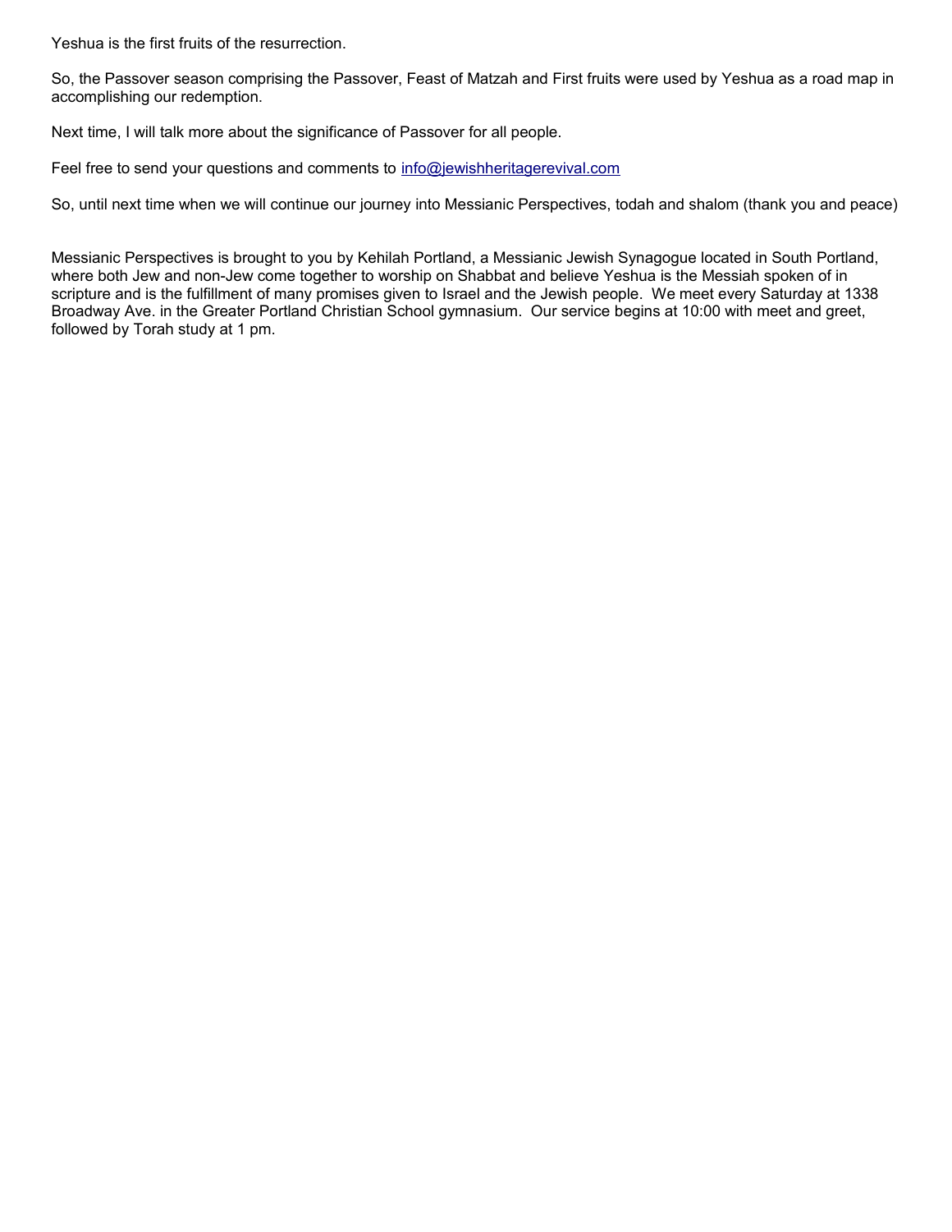Yeshua is the first fruits of the resurrection.

So, the Passover season comprising the Passover, Feast of Matzah and First fruits were used by Yeshua as a road map in accomplishing our redemption.

Next time, I will talk more about the significance of Passover for all people.

Feel free to send your questions and comments to info@jewishheritagerevival.com

So, until next time when we will continue our journey into Messianic Perspectives, todah and shalom (thank you and peace)

Messianic Perspectives is brought to you by Kehilah Portland, a Messianic Jewish Synagogue located in South Portland, where both Jew and non-Jew come together to worship on Shabbat and believe Yeshua is the Messiah spoken of in scripture and is the fulfillment of many promises given to Israel and the Jewish people. We meet every Saturday at 1338 Broadway Ave. in the Greater Portland Christian School gymnasium. Our service begins at 10:00 with meet and greet, followed by Torah study at 1 pm.